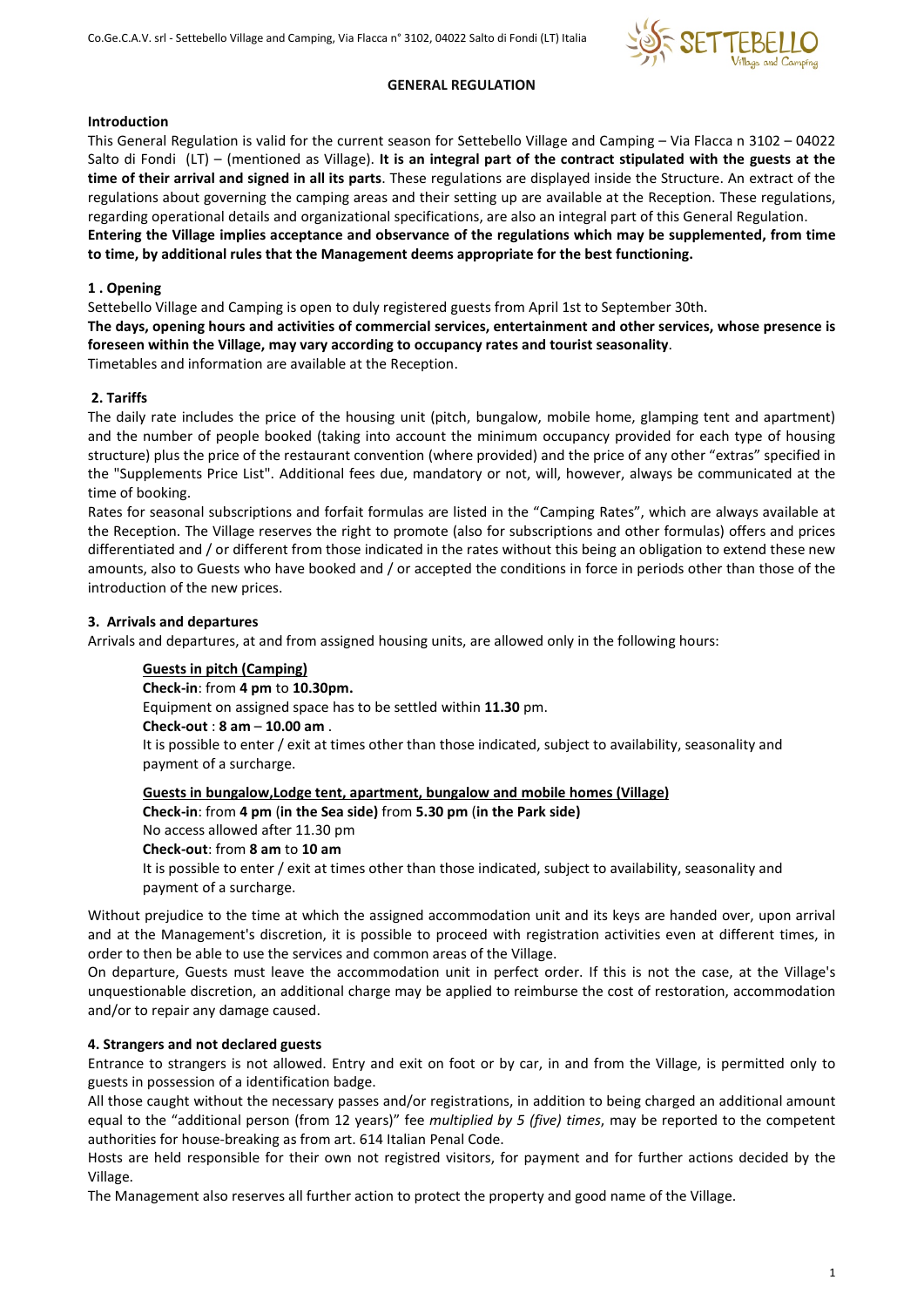# GENERAL REGULATION

## Introduction

This General Regulation is valid for the current season for Settebello Village and Camping – Via Flacca n 3102 – 04022 Salto di Fondi (LT) – (mentioned as Village). **It is an integral part of the contract stipulated with the guests at the time of their arrival and signed in all its parts**. These regulations are displayed inside the Structure. An extract of the regulations about governing the camping areas and their setting up are available at the Reception. These regulations, regarding operational details and organizational specifications, are also an integral part of this General Regulation.
**Entering the Village implies acceptance and observance of the regulations which may be supplemented, from time to time, by additional rules that the Management deems appropriate for the best functioning.**

## 1 . Opening

Settebello Village and Camping is open to duly registered guests from April 1st to September 30th.
**The days, opening hours and activities of commercial services, entertainment and other services, whose presence is foreseen within the Village, may vary according to occupancy rates and tourist seasonality**.
Timetables and information are available at the Reception.

## 2. Tariffs

The daily rate includes the price of the housing unit (pitch, bungalow, mobile home, glamping tent and apartment) and the number of people booked (taking into account the minimum occupancy provided for each type of housing structure) plus the price of the restaurant convention (where provided) and the price of any other "extras" specified in the "Supplements Price List". Additional fees due, mandatory or not, will, however, always be communicated at the time of booking.
Rates for seasonal subscriptions and forfait formulas are listed in the "Camping Rates", which are always available at the Reception. The Village reserves the right to promote (also for subscriptions and other formulas) offers and prices differentiated and / or different from those indicated in the rates without this being an obligation to extend these new amounts, also to Guests who have booked and / or accepted the conditions in force in periods other than those of the introduction of the new prices.

## 3. Arrivals and departures

Arrivals and departures, at and from assigned housing units, are allowed only in the following hours:

**Guests in pitch (Camping)**
**Check-in**: from **4 pm** to **10.30pm.**
Equipment on assigned space has to be settled within **11.30** pm.
**Check-out** : **8 am** – **10.00 am** .
It is possible to enter / exit at times other than those indicated, subject to availability, seasonality and payment of a surcharge.

**Guests in bungalow,Lodge tent, apartment, bungalow and mobile homes (Village)**
**Check-in**: from **4 pm** (**in the Sea side)** from **5.30 pm** (**in the Park side)**
No access allowed after 11.30 pm
**Check-out**: from **8 am** to **10 am**
It is possible to enter / exit at times other than those indicated, subject to availability, seasonality and payment of a surcharge.

Without prejudice to the time at which the assigned accommodation unit and its keys are handed over, upon arrival and at the Management's discretion, it is possible to proceed with registration activities even at different times, in order to then be able to use the services and common areas of the Village.
On departure, Guests must leave the accommodation unit in perfect order. If this is not the case, at the Village's unquestionable discretion, an additional charge may be applied to reimburse the cost of restoration, accommodation and/or to repair any damage caused.

## 4. Strangers and not declared guests

Entrance to strangers is not allowed. Entry and exit on foot or by car, in and from the Village, is permitted only to guests in possession of a identification badge.
All those caught without the necessary passes and/or registrations, in addition to being charged an additional amount equal to the "additional person (from 12 years)" fee *multiplied by 5 (five) times*, may be reported to the competent authorities for house-breaking as from art. 614 Italian Penal Code.
Hosts are held responsible for their own not registred visitors, for payment and for further actions decided by the Village.
The Management also reserves all further action to protect the property and good name of the Village.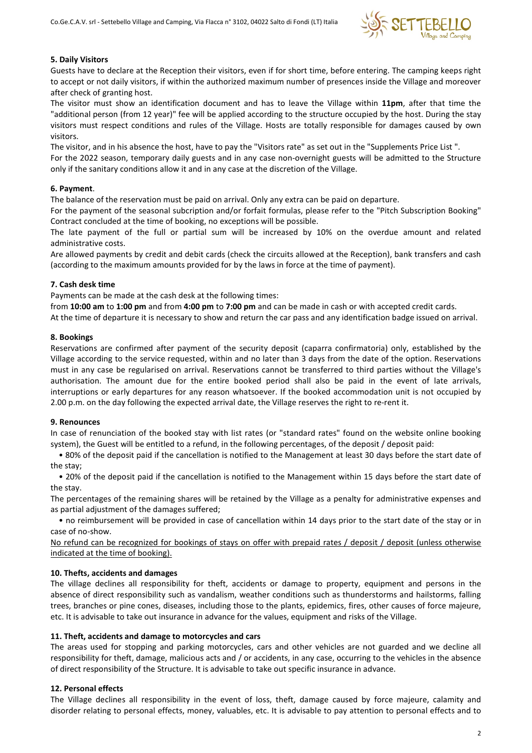### 5. Daily Visitors

Guests have to declare at the Reception their visitors, even if for short time, before entering. The camping keeps right to accept or not daily visitors, if within the authorized maximum number of presences inside the Village and moreover after check of granting host.

The visitor must show an identification document and has to leave the Village within **11pm**, after that time the "additional person (from 12 year)" fee will be applied according to the structure occupied by the host. During the stay visitors must respect conditions and rules of the Village. Hosts are totally responsible for damages caused by own visitors.

The visitor, and in his absence the host, have to pay the "Visitors rate" as set out in the "Supplements Price List ".

For the 2022 season, temporary daily guests and in any case non-overnight guests will be admitted to the Structure only if the sanitary conditions allow it and in any case at the discretion of the Village.

### 6. Payment.

The balance of the reservation must be paid on arrival. Only any extra can be paid on departure.

For the payment of the seasonal subcription and/or forfait formulas, please refer to the "Pitch Subscription Booking" Contract concluded at the time of booking, no exceptions will be possible.

The late payment of the full or partial sum will be increased by 10% on the overdue amount and related administrative costs.

Are allowed payments by credit and debit cards (check the circuits allowed at the Reception), bank transfers and cash (according to the maximum amounts provided for by the laws in force at the time of payment).

### 7. Cash desk time

Payments can be made at the cash desk at the following times:

from **10:00 am** to **1:00 pm** and from **4:00 pm** to **7:00 pm** and can be made in cash or with accepted credit cards.

At the time of departure it is necessary to show and return the car pass and any identification badge issued on arrival.

### 8. Bookings

Reservations are confirmed after payment of the security deposit (caparra confirmatoria) only, established by the Village according to the service requested, within and no later than 3 days from the date of the option. Reservations must in any case be regularised on arrival. Reservations cannot be transferred to third parties without the Village's authorisation. The amount due for the entire booked period shall also be paid in the event of late arrivals, interruptions or early departures for any reason whatsoever. If the booked accommodation unit is not occupied by 2.00 p.m. on the day following the expected arrival date, the Village reserves the right to re-rent it.

### 9. Renounces

In case of renunciation of the booked stay with list rates (or "standard rates" found on the website online booking system), the Guest will be entitled to a refund, in the following percentages, of the deposit / deposit paid:

- 80% of the deposit paid if the cancellation is notified to the Management at least 30 days before the start date of the stay;
- 20% of the deposit paid if the cancellation is notified to the Management within 15 days before the start date of the stay.

The percentages of the remaining shares will be retained by the Village as a penalty for administrative expenses and as partial adjustment of the damages suffered;

- no reimbursement will be provided in case of cancellation within 14 days prior to the start date of the stay or in case of no-show.

<u>No refund can be recognized for bookings of stays on offer with prepaid rates / deposit / deposit (unless otherwise indicated at the time of booking).</u>

### 10. Thefts, accidents and damages

The village declines all responsibility for theft, accidents or damage to property, equipment and persons in the absence of direct responsibility such as vandalism, weather conditions such as thunderstorms and hailstorms, falling trees, branches or pine cones, diseases, including those to the plants, epidemics, fires, other causes of force majeure, etc. It is advisable to take out insurance in advance for the values, equipment and risks of the Village.

### 11. Theft, accidents and damage to motorcycles and cars

The areas used for stopping and parking motorcycles, cars and other vehicles are not guarded and we decline all responsibility for theft, damage, malicious acts and / or accidents, in any case, occurring to the vehicles in the absence of direct responsibility of the Structure. It is advisable to take out specific insurance in advance.

### 12. Personal effects

The Village declines all responsibility in the event of loss, theft, damage caused by force majeure, calamity and disorder relating to personal effects, money, valuables, etc. It is advisable to pay attention to personal effects and to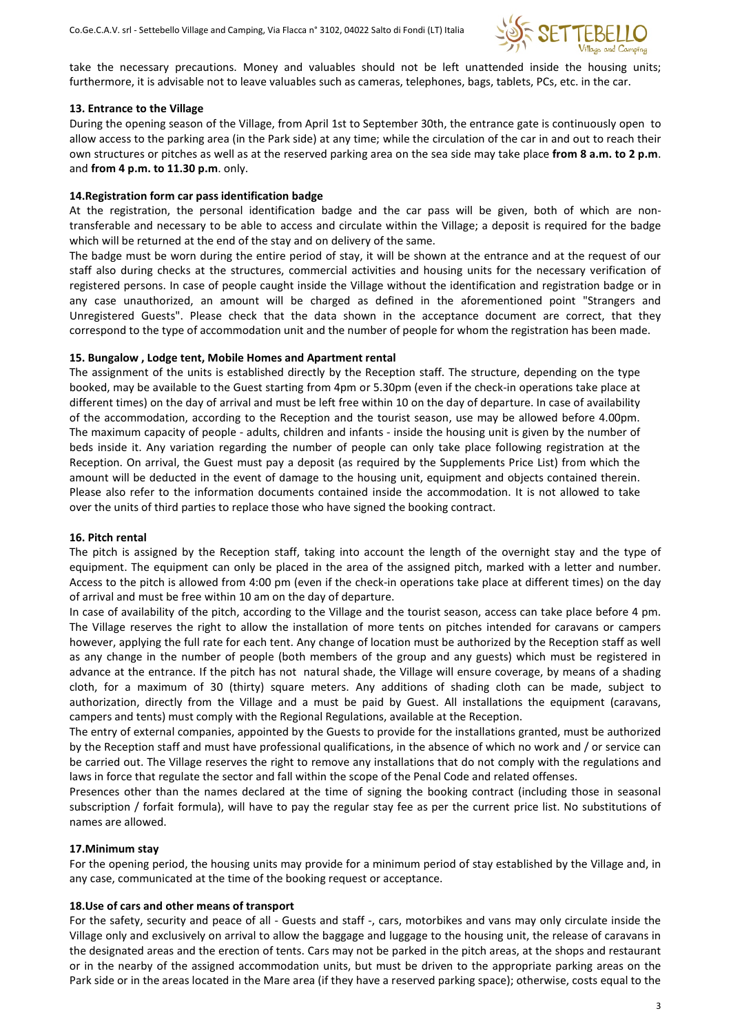take the necessary precautions. Money and valuables should not be left unattended inside the housing units; furthermore, it is advisable not to leave valuables such as cameras, telephones, bags, tablets, PCs, etc. in the car.

**13. Entrance to the Village**

During the opening season of the Village, from April 1st to September 30th, the entrance gate is continuously open to allow access to the parking area (in the Park side) at any time; while the circulation of the car in and out to reach their own structures or pitches as well as at the reserved parking area on the sea side may take place **from 8 a.m. to 2 p.m**. and **from 4 p.m. to 11.30 p.m**. only.

**14.Registration form car pass identification badge**

At the registration, the personal identification badge and the car pass will be given, both of which are non-transferable and necessary to be able to access and circulate within the Village; a deposit is required for the badge which will be returned at the end of the stay and on delivery of the same.

The badge must be worn during the entire period of stay, it will be shown at the entrance and at the request of our staff also during checks at the structures, commercial activities and housing units for the necessary verification of registered persons. In case of people caught inside the Village without the identification and registration badge or in any case unauthorized, an amount will be charged as defined in the aforementioned point "Strangers and Unregistered Guests". Please check that the data shown in the acceptance document are correct, that they correspond to the type of accommodation unit and the number of people for whom the registration has been made.

**15. Bungalow , Lodge tent, Mobile Homes and Apartment rental**

The assignment of the units is established directly by the Reception staff. The structure, depending on the type booked, may be available to the Guest starting from 4pm or 5.30pm (even if the check-in operations take place at different times) on the day of arrival and must be left free within 10 on the day of departure. In case of availability of the accommodation, according to the Reception and the tourist season, use may be allowed before 4.00pm. The maximum capacity of people - adults, children and infants - inside the housing unit is given by the number of beds inside it. Any variation regarding the number of people can only take place following registration at the Reception. On arrival, the Guest must pay a deposit (as required by the Supplements Price List) from which the amount will be deducted in the event of damage to the housing unit, equipment and objects contained therein. Please also refer to the information documents contained inside the accommodation. It is not allowed to take over the units of third parties to replace those who have signed the booking contract.

**16. Pitch rental**

The pitch is assigned by the Reception staff, taking into account the length of the overnight stay and the type of equipment. The equipment can only be placed in the area of the assigned pitch, marked with a letter and number. Access to the pitch is allowed from 4:00 pm (even if the check-in operations take place at different times) on the day of arrival and must be free within 10 am on the day of departure.

In case of availability of the pitch, according to the Village and the tourist season, access can take place before 4 pm. The Village reserves the right to allow the installation of more tents on pitches intended for caravans or campers however, applying the full rate for each tent. Any change of location must be authorized by the Reception staff as well as any change in the number of people (both members of the group and any guests) which must be registered in advance at the entrance. If the pitch has not natural shade, the Village will ensure coverage, by means of a shading cloth, for a maximum of 30 (thirty) square meters. Any additions of shading cloth can be made, subject to authorization, directly from the Village and a must be paid by Guest. All installations the equipment (caravans, campers and tents) must comply with the Regional Regulations, available at the Reception.

The entry of external companies, appointed by the Guests to provide for the installations granted, must be authorized by the Reception staff and must have professional qualifications, in the absence of which no work and / or service can be carried out. The Village reserves the right to remove any installations that do not comply with the regulations and laws in force that regulate the sector and fall within the scope of the Penal Code and related offenses.

Presences other than the names declared at the time of signing the booking contract (including those in seasonal subscription / forfait formula), will have to pay the regular stay fee as per the current price list. No substitutions of names are allowed.

**17.Minimum stay**

For the opening period, the housing units may provide for a minimum period of stay established by the Village and, in any case, communicated at the time of the booking request or acceptance.

**18.Use of cars and other means of transport**

For the safety, security and peace of all - Guests and staff -, cars, motorbikes and vans may only circulate inside the Village only and exclusively on arrival to allow the baggage and luggage to the housing unit, the release of caravans in the designated areas and the erection of tents. Cars may not be parked in the pitch areas, at the shops and restaurant or in the nearby of the assigned accommodation units, but must be driven to the appropriate parking areas on the Park side or in the areas located in the Mare area (if they have a reserved parking space); otherwise, costs equal to the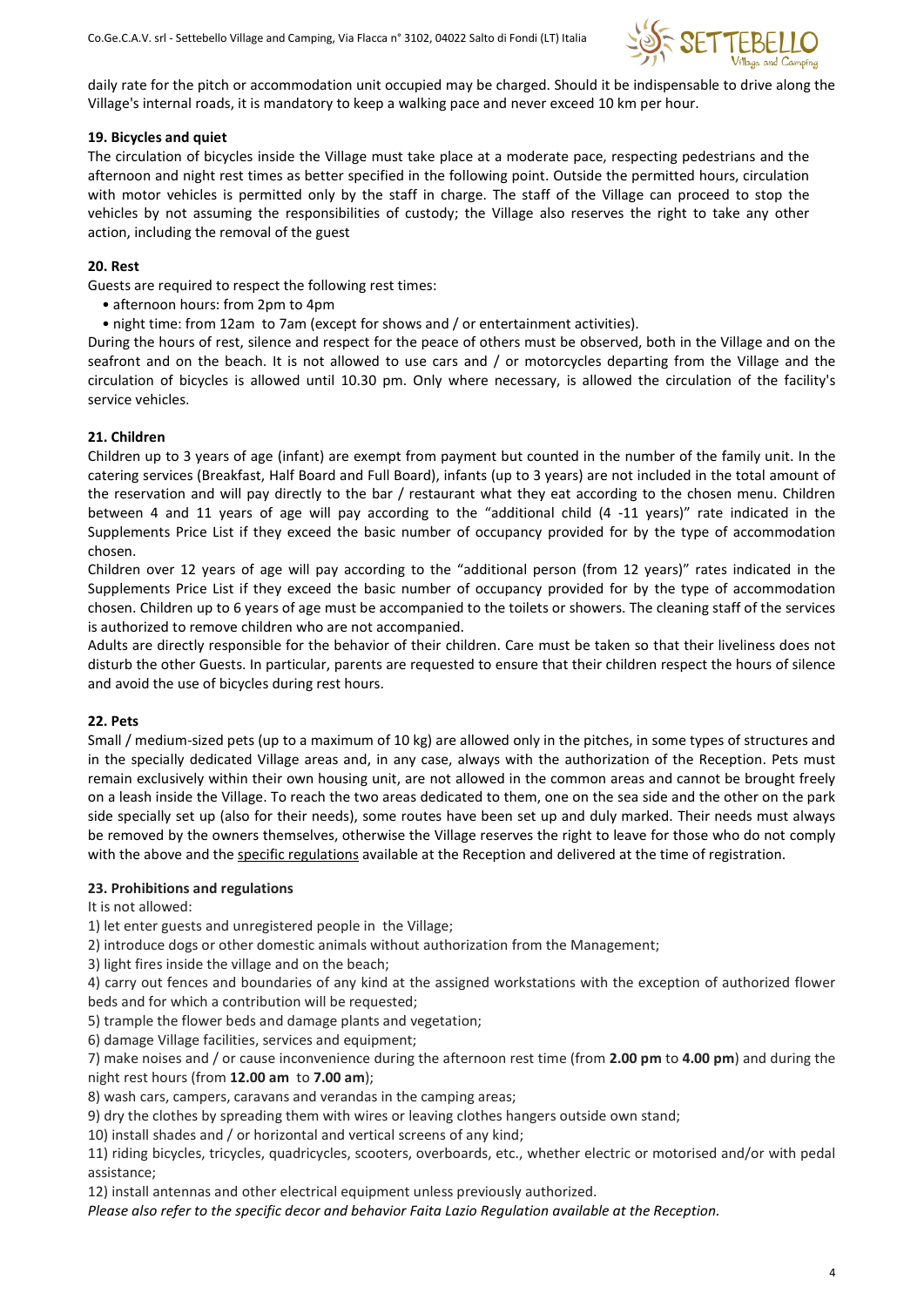daily rate for the pitch or accommodation unit occupied may be charged. Should it be indispensable to drive along the Village's internal roads, it is mandatory to keep a walking pace and never exceed 10 km per hour.

**19. Bicycles and quiet**

The circulation of bicycles inside the Village must take place at a moderate pace, respecting pedestrians and the afternoon and night rest times as better specified in the following point. Outside the permitted hours, circulation with motor vehicles is permitted only by the staff in charge. The staff of the Village can proceed to stop the vehicles by not assuming the responsibilities of custody; the Village also reserves the right to take any other action, including the removal of the guest

**20. Rest**

Guests are required to respect the following rest times:

- afternoon hours: from 2pm to 4pm
- night time: from 12am to 7am (except for shows and / or entertainment activities).

During the hours of rest, silence and respect for the peace of others must be observed, both in the Village and on the seafront and on the beach. It is not allowed to use cars and / or motorcycles departing from the Village and the circulation of bicycles is allowed until 10.30 pm. Only where necessary, is allowed the circulation of the facility's service vehicles.

**21. Children**

Children up to 3 years of age (infant) are exempt from payment but counted in the number of the family unit. In the catering services (Breakfast, Half Board and Full Board), infants (up to 3 years) are not included in the total amount of the reservation and will pay directly to the bar / restaurant what they eat according to the chosen menu. Children between 4 and 11 years of age will pay according to the "additional child (4 -11 years)" rate indicated in the Supplements Price List if they exceed the basic number of occupancy provided for by the type of accommodation chosen.

Children over 12 years of age will pay according to the "additional person (from 12 years)" rates indicated in the Supplements Price List if they exceed the basic number of occupancy provided for by the type of accommodation chosen. Children up to 6 years of age must be accompanied to the toilets or showers. The cleaning staff of the services is authorized to remove children who are not accompanied.

Adults are directly responsible for the behavior of their children. Care must be taken so that their liveliness does not disturb the other Guests. In particular, parents are requested to ensure that their children respect the hours of silence and avoid the use of bicycles during rest hours.

**22. Pets**

Small / medium-sized pets (up to a maximum of 10 kg) are allowed only in the pitches, in some types of structures and in the specially dedicated Village areas and, in any case, always with the authorization of the Reception. Pets must remain exclusively within their own housing unit, are not allowed in the common areas and cannot be brought freely on a leash inside the Village. To reach the two areas dedicated to them, one on the sea side and the other on the park side specially set up (also for their needs), some routes have been set up and duly marked. Their needs must always be removed by the owners themselves, otherwise the Village reserves the right to leave for those who do not comply with the above and the specific regulations available at the Reception and delivered at the time of registration.

**23. Prohibitions and regulations**

It is not allowed:

1) let enter guests and unregistered people in the Village;
2) introduce dogs or other domestic animals without authorization from the Management;
3) light fires inside the village and on the beach;
4) carry out fences and boundaries of any kind at the assigned workstations with the exception of authorized flower beds and for which a contribution will be requested;
5) trample the flower beds and damage plants and vegetation;
6) damage Village facilities, services and equipment;
7) make noises and / or cause inconvenience during the afternoon rest time (from **2.00 pm** to **4.00 pm**) and during the night rest hours (from **12.00 am** to **7.00 am**);
8) wash cars, campers, caravans and verandas in the camping areas;
9) dry the clothes by spreading them with wires or leaving clothes hangers outside own stand;
10) install shades and / or horizontal and vertical screens of any kind;
11) riding bicycles, tricycles, quadricycles, scooters, overboards, etc., whether electric or motorised and/or with pedal assistance;
12) install antennas and other electrical equipment unless previously authorized.

*Please also refer to the specific decor and behavior Faita Lazio Regulation available at the Reception.*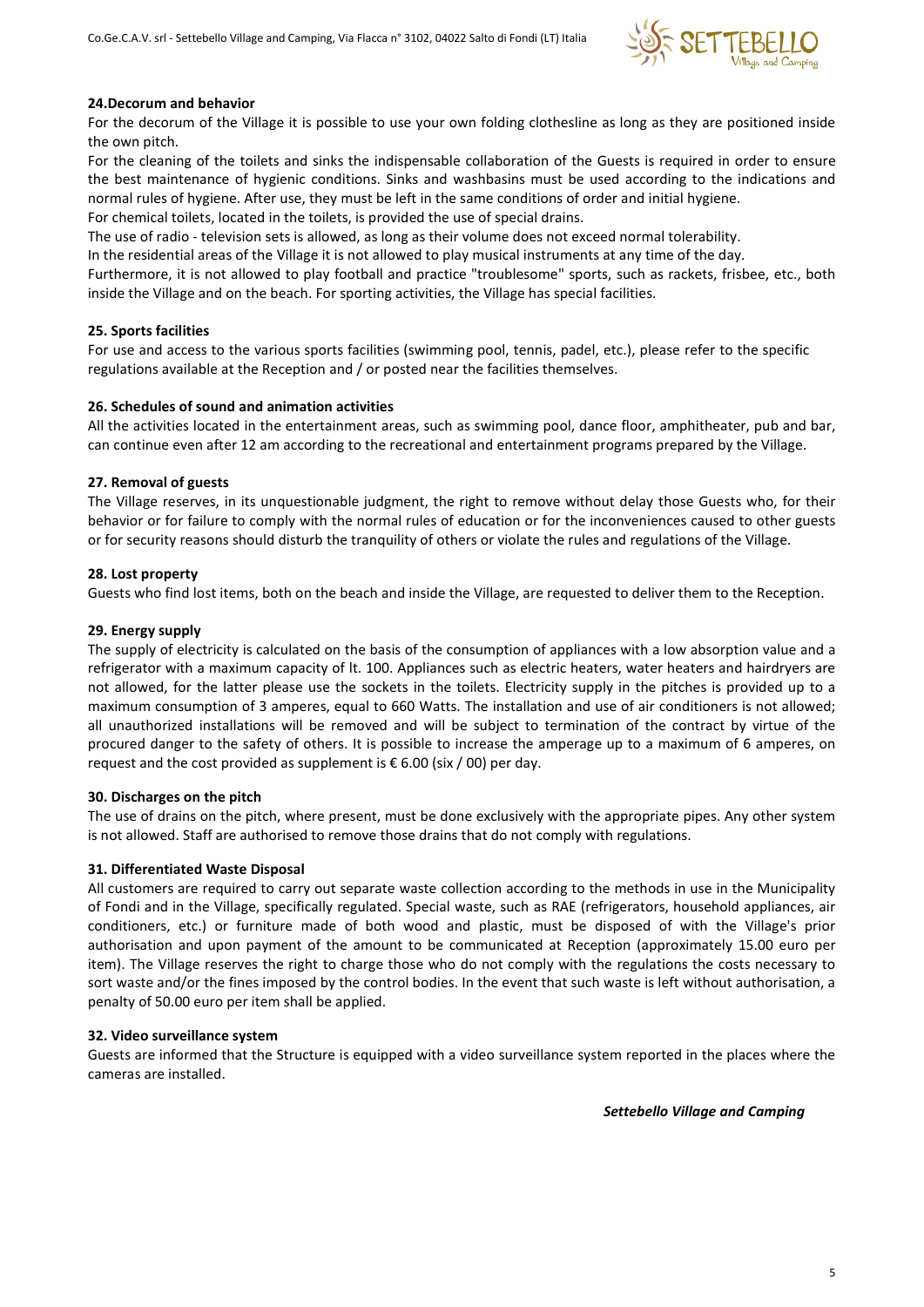#### 24.Decorum and behavior

For the decorum of the Village it is possible to use your own folding clothesline as long as they are positioned inside the own pitch.

For the cleaning of the toilets and sinks the indispensable collaboration of the Guests is required in order to ensure the best maintenance of hygienic conditions. Sinks and washbasins must be used according to the indications and normal rules of hygiene. After use, they must be left in the same conditions of order and initial hygiene.

For chemical toilets, located in the toilets, is provided the use of special drains.

The use of radio - television sets is allowed, as long as their volume does not exceed normal tolerability.

In the residential areas of the Village it is not allowed to play musical instruments at any time of the day.

Furthermore, it is not allowed to play football and practice "troublesome" sports, such as rackets, frisbee, etc., both inside the Village and on the beach. For sporting activities, the Village has special facilities.

#### 25. Sports facilities

For use and access to the various sports facilities (swimming pool, tennis, padel, etc.), please refer to the specific regulations available at the Reception and / or posted near the facilities themselves.

#### 26. Schedules of sound and animation activities

All the activities located in the entertainment areas, such as swimming pool, dance floor, amphitheater, pub and bar, can continue even after 12 am according to the recreational and entertainment programs prepared by the Village.

#### 27. Removal of guests

The Village reserves, in its unquestionable judgment, the right to remove without delay those Guests who, for their behavior or for failure to comply with the normal rules of education or for the inconveniences caused to other guests or for security reasons should disturb the tranquility of others or violate the rules and regulations of the Village.

#### 28. Lost property

Guests who find lost items, both on the beach and inside the Village, are requested to deliver them to the Reception.

#### 29. Energy supply

The supply of electricity is calculated on the basis of the consumption of appliances with a low absorption value and a refrigerator with a maximum capacity of lt. 100. Appliances such as electric heaters, water heaters and hairdryers are not allowed, for the latter please use the sockets in the toilets. Electricity supply in the pitches is provided up to a maximum consumption of 3 amperes, equal to 660 Watts. The installation and use of air conditioners is not allowed; all unauthorized installations will be removed and will be subject to termination of the contract by virtue of the procured danger to the safety of others. It is possible to increase the amperage up to a maximum of 6 amperes, on request and the cost provided as supplement is € 6.00 (six / 00) per day.

#### 30. Discharges on the pitch

The use of drains on the pitch, where present, must be done exclusively with the appropriate pipes. Any other system is not allowed. Staff are authorised to remove those drains that do not comply with regulations.

#### 31. Differentiated Waste Disposal

All customers are required to carry out separate waste collection according to the methods in use in the Municipality of Fondi and in the Village, specifically regulated. Special waste, such as RAE (refrigerators, household appliances, air conditioners, etc.) or furniture made of both wood and plastic, must be disposed of with the Village's prior authorisation and upon payment of the amount to be communicated at Reception (approximately 15.00 euro per item). The Village reserves the right to charge those who do not comply with the regulations the costs necessary to sort waste and/or the fines imposed by the control bodies. In the event that such waste is left without authorisation, a penalty of 50.00 euro per item shall be applied.

#### 32. Video surveillance system

Guests are informed that the Structure is equipped with a video surveillance system reported in the places where the cameras are installed.

***Settebello Village and Camping***